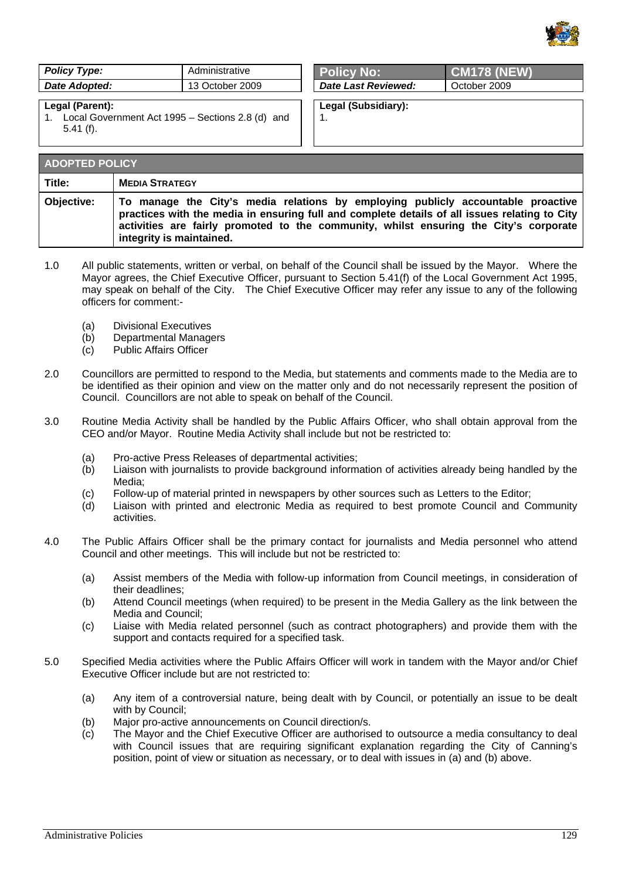| *Policy Type:* | Administrative |
|---|---|
| *Date Adopted:* | 13 October 2009 |

| **Policy No:** | **CM178 (NEW)** |
|---|---|
| *Date Last Reviewed:* | October 2009 |

**Legal (Parent):**

1. Local Government Act 1995 – Sections 2.8 (d) and 5.41 (f).

**Legal (Subsidiary):**

1.

| **ADOPTED POLICY** | |
|---|---|
| **Title:** | **MEDIA STRATEGY** |
| **Objective:** | **To manage the City's media relations by employing publicly accountable proactive practices with the media in ensuring full and complete details of all issues relating to City activities are fairly promoted to the community, whilst ensuring the City's corporate integrity is maintained.** |

1.0 All public statements, written or verbal, on behalf of the Council shall be issued by the Mayor. Where the Mayor agrees, the Chief Executive Officer, pursuant to Section 5.41(f) of the Local Government Act 1995, may speak on behalf of the City. The Chief Executive Officer may refer any issue to any of the following officers for comment:-

- (a) Divisional Executives
- (b) Departmental Managers
- (c) Public Affairs Officer

2.0 Councillors are permitted to respond to the Media, but statements and comments made to the Media are to be identified as their opinion and view on the matter only and do not necessarily represent the position of Council. Councillors are not able to speak on behalf of the Council.

3.0 Routine Media Activity shall be handled by the Public Affairs Officer, who shall obtain approval from the CEO and/or Mayor. Routine Media Activity shall include but not be restricted to:

- (a) Pro-active Press Releases of departmental activities;
- (b) Liaison with journalists to provide background information of activities already being handled by the Media;
- (c) Follow-up of material printed in newspapers by other sources such as Letters to the Editor;
- (d) Liaison with printed and electronic Media as required to best promote Council and Community activities.

4.0 The Public Affairs Officer shall be the primary contact for journalists and Media personnel who attend Council and other meetings. This will include but not be restricted to:

- (a) Assist members of the Media with follow-up information from Council meetings, in consideration of their deadlines;
- (b) Attend Council meetings (when required) to be present in the Media Gallery as the link between the Media and Council;
- (c) Liaise with Media related personnel (such as contract photographers) and provide them with the support and contacts required for a specified task.

5.0 Specified Media activities where the Public Affairs Officer will work in tandem with the Mayor and/or Chief Executive Officer include but are not restricted to:

- (a) Any item of a controversial nature, being dealt with by Council, or potentially an issue to be dealt with by Council;
- (b) Major pro-active announcements on Council direction/s.
- (c) The Mayor and the Chief Executive Officer are authorised to outsource a media consultancy to deal with Council issues that are requiring significant explanation regarding the City of Canning's position, point of view or situation as necessary, or to deal with issues in (a) and (b) above.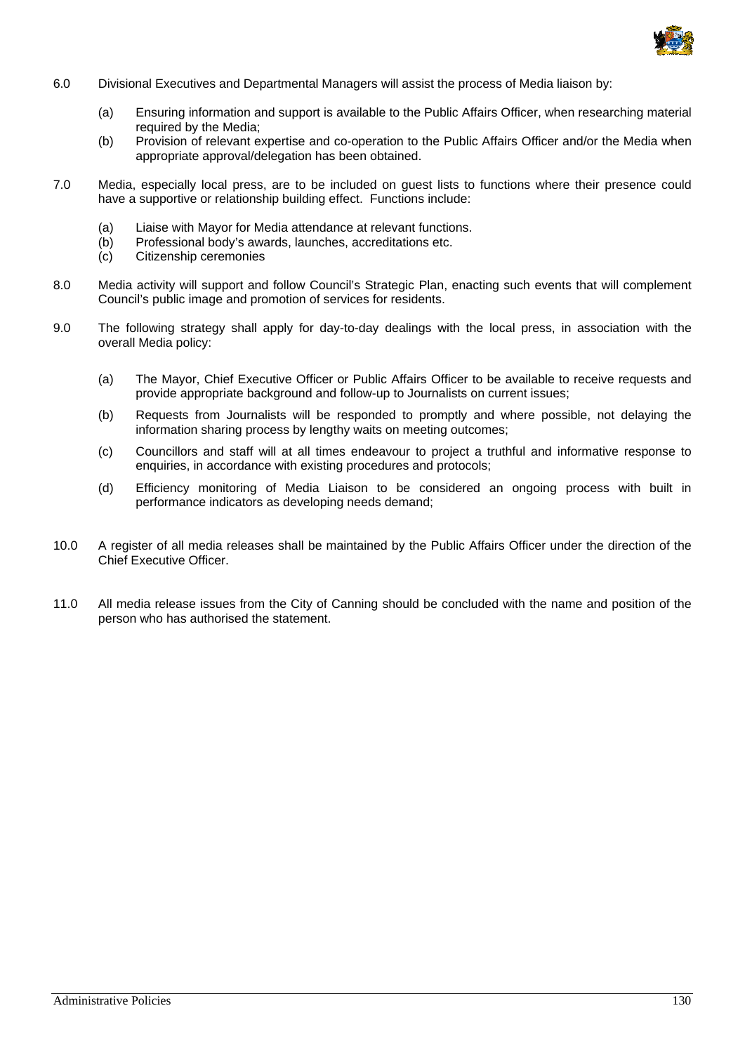6.0 Divisional Executives and Departmental Managers will assist the process of Media liaison by:

(a) Ensuring information and support is available to the Public Affairs Officer, when researching material required by the Media;

(b) Provision of relevant expertise and co-operation to the Public Affairs Officer and/or the Media when appropriate approval/delegation has been obtained.

7.0 Media, especially local press, are to be included on guest lists to functions where their presence could have a supportive or relationship building effect. Functions include:

(a) Liaise with Mayor for Media attendance at relevant functions.
(b) Professional body's awards, launches, accreditations etc.
(c) Citizenship ceremonies

8.0 Media activity will support and follow Council's Strategic Plan, enacting such events that will complement Council's public image and promotion of services for residents.

9.0 The following strategy shall apply for day-to-day dealings with the local press, in association with the overall Media policy:

(a) The Mayor, Chief Executive Officer or Public Affairs Officer to be available to receive requests and provide appropriate background and follow-up to Journalists on current issues;

(b) Requests from Journalists will be responded to promptly and where possible, not delaying the information sharing process by lengthy waits on meeting outcomes;

(c) Councillors and staff will at all times endeavour to project a truthful and informative response to enquiries, in accordance with existing procedures and protocols;

(d) Efficiency monitoring of Media Liaison to be considered an ongoing process with built in performance indicators as developing needs demand;

10.0 A register of all media releases shall be maintained by the Public Affairs Officer under the direction of the Chief Executive Officer.

11.0 All media release issues from the City of Canning should be concluded with the name and position of the person who has authorised the statement.